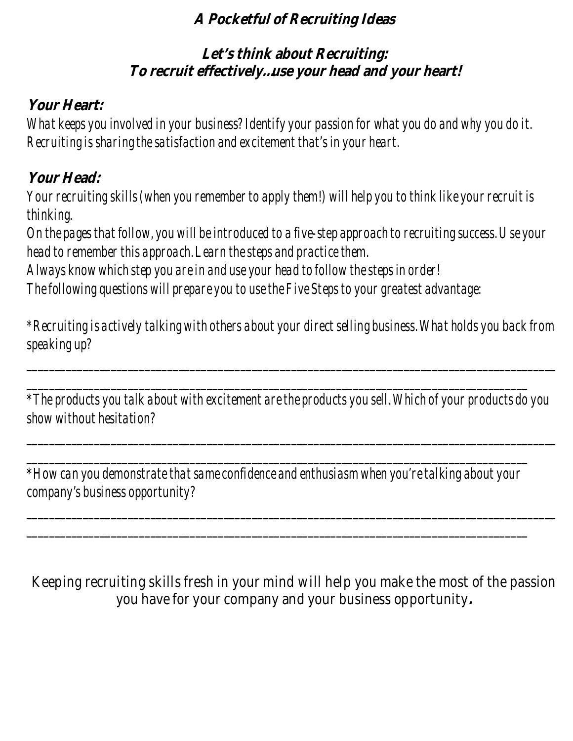# A Pocketful of Recruiting Ideas

## Let's think about Recruiting: To recruit effectively…use your head and your heart!

### Your Heart:

*What keeps you involved in your business? Identify your passion for what you do and why you do it. Recruiting is sharing the satisfaction and excitement that's in your heart.*

### Your Head:

*Your recruiting skills (when you remember to apply them!) will help you to think like your recruit is thinking.*

*On the pages that follow, you will be introduced to a five-step approach to recruiting success. Use your head to remember this approach. Learn the steps and practice them.*

*Always know which step you are in and use your head to follow the steps in order!*

*The following questions will prepare you to use the Five Steps to your greatest advantage:*

*\*Recruiting is actively talking with others about your direct selling business. What holds you back from speaking up?*

______________________________________________________________________________________________

____________________________________________________________________________________________

*\*The products you talk about with excitement are the products you sell. Which of your products do you show without hesitation?*

______________________________________________________________________________________________

____________________________________________________________________________________________

*\*How can you demonstrate that same confidence and enthusiasm when you're talking about your company's business opportunity?*

______________________________________________________________________________________________

____________________________________________________________________________________________

Keeping recruiting skills fresh in your mind will help you make the most of the passion you have for your company and your business opportunity.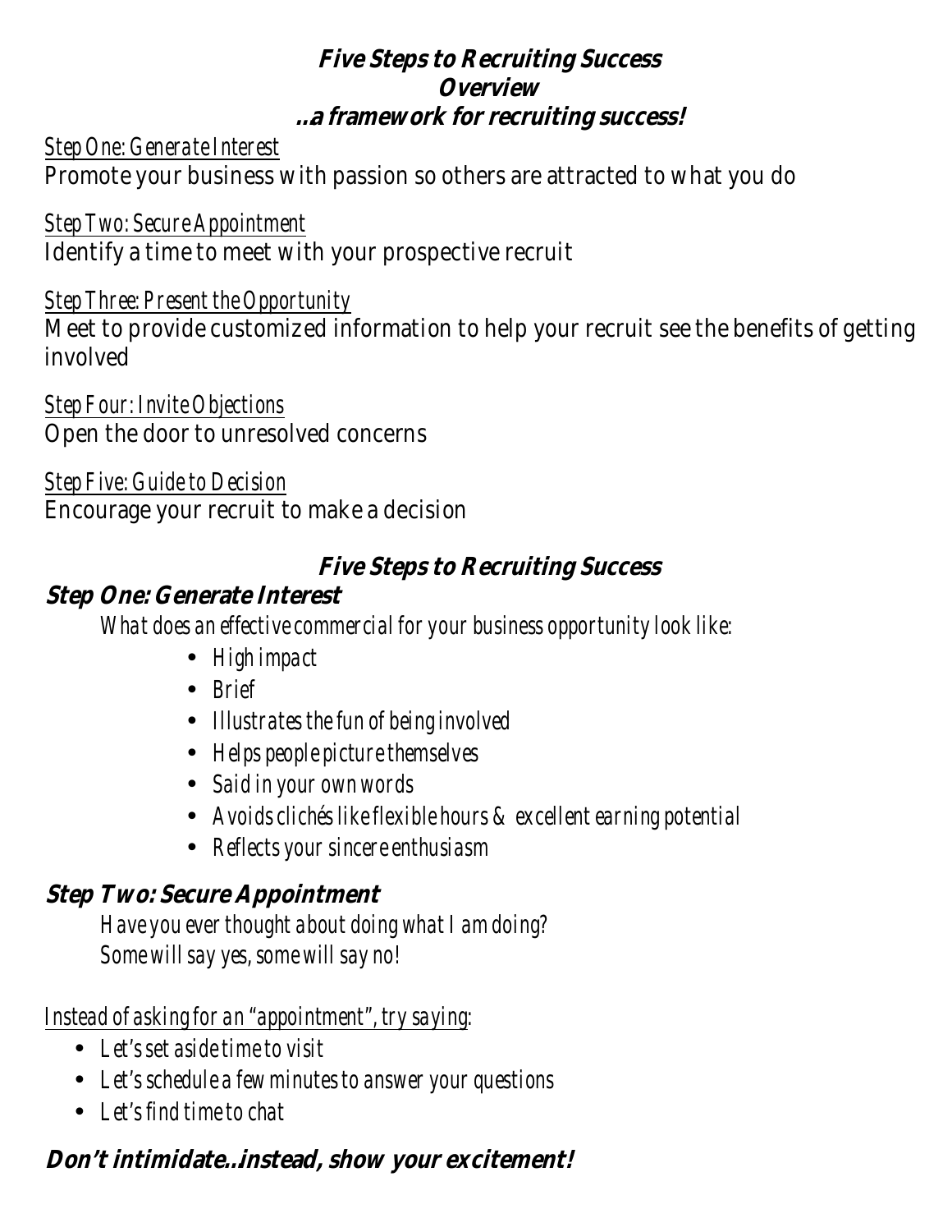## *Five Steps to Recruiting Success*
## *Overview*
### *..a framework for recruiting success!*

*Step One: Generate Interest*

Promote your business with passion so others are attracted to what you do

*Step Two: Secure Appointment*

Identify a time to meet with your prospective recruit

*Step Three: Present the Opportunity*

Meet to provide customized information to help your recruit see the benefits of getting involved

*Step Four: Invite Objections*

Open the door to unresolved concerns

*Step Five: Guide to Decision*

Encourage your recruit to make a decision

## *Five Steps to Recruiting Success*

### *Step One: Generate Interest*

*What does an effective commercial for your business opportunity look like:*

- *High impact*
- *Brief*
- *Illustrates the fun of being involved*
- *Helps people picture themselves*
- *Said in your own words*
- *Avoids clichés like flexible hours & excellent earning potential*
- *Reflects your sincere enthusiasm*

### *Step Two: Secure Appointment*

*Have you ever thought about doing what I am doing?*
*Some will say yes, some will say no!*

*Instead of asking for an "appointment", try saying:*

- *Let's set aside time to visit*
- *Let's schedule a few minutes to answer your questions*
- *Let's find time to chat*

### *Don't intimidate..instead, show your excitement!*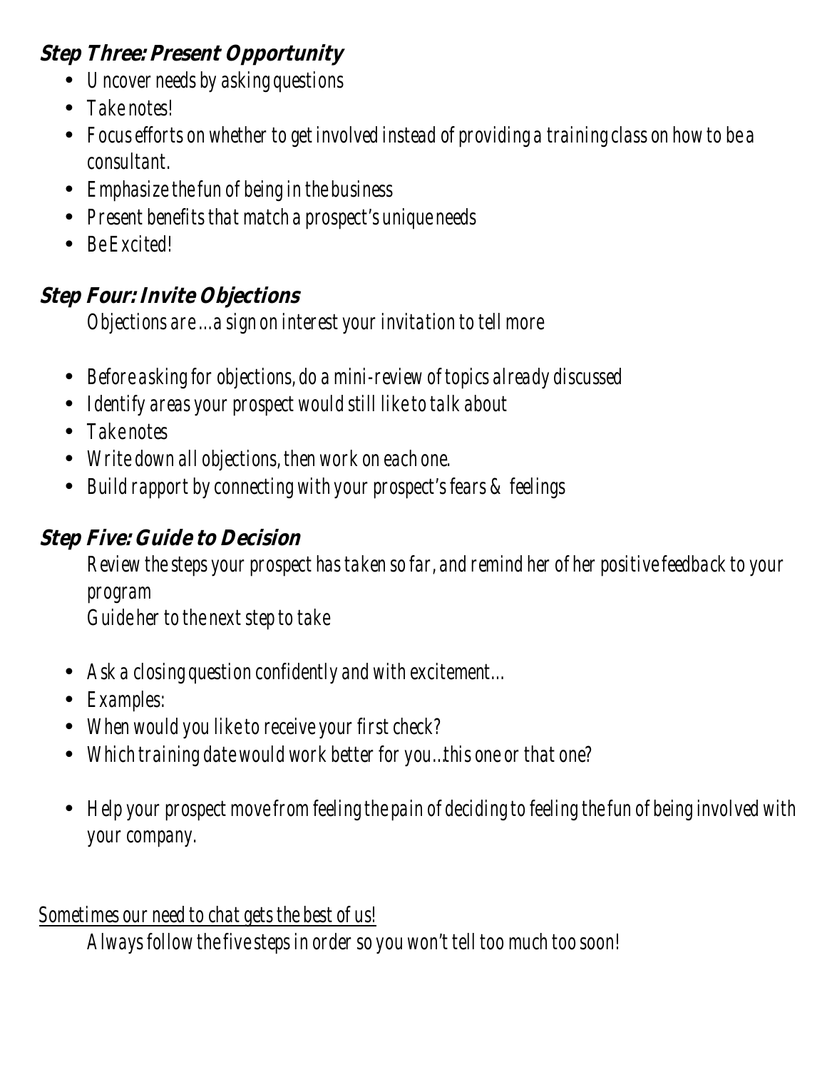### Step Three: Present Opportunity

- Uncover needs by asking questions
- Take notes!
- Focus efforts on whether to get involved instead of providing a training class on how to be a consultant.
- Emphasize the fun of being in the business
- Present benefits that match a prospect's unique needs
- Be Excited!

### Step Four: Invite Objections

Objections are …a sign on interest your invitation to tell more

- Before asking for objections, do a mini-review of topics already discussed
- Identify areas your prospect would still like to talk about
- Take notes
- Write down all objections, then work on each one.
- Build rapport by connecting with your prospect's fears & feelings

### Step Five: Guide to Decision

Review the steps your prospect has taken so far, and remind her of her positive feedback to your program

Guide her to the next step to take

- Ask a closing question confidently and with excitement…
- Examples:
- When would you like to receive your first check?
- Which training date would work better for you…this one or that one?
- Help your prospect move from feeling the pain of deciding to feeling the fun of being involved with your company.

<u>Sometimes our need to chat gets the best of us!</u>

Always follow the five steps in order so you won't tell too much too soon!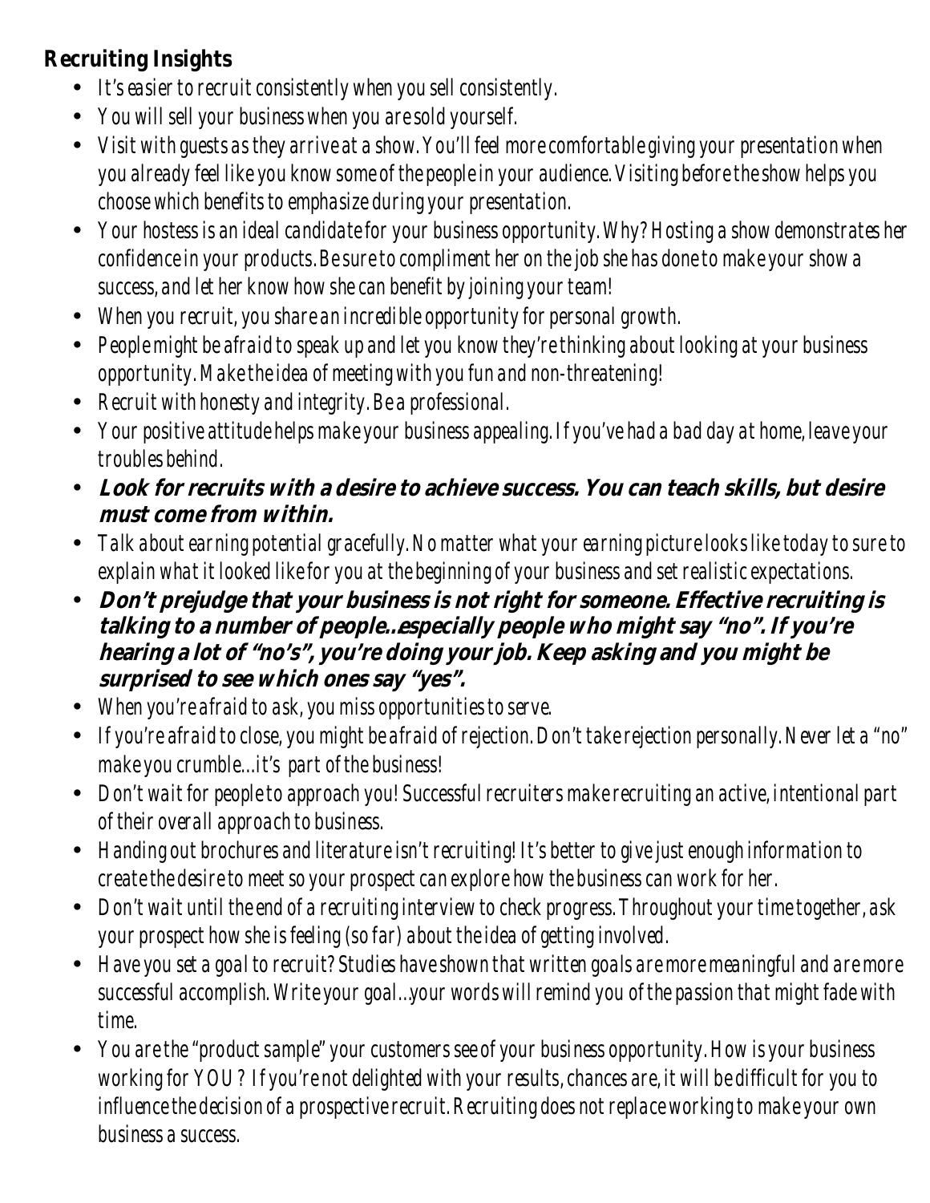**Recruiting Insights**

- *It's easier to recruit consistently when you sell consistently.*
- *You will sell your business when you are sold yourself.*
- *Visit with guests as they arrive at a show. You'll feel more comfortable giving your presentation when you already feel like you know some of the people in your audience. Visiting before the show helps you choose which benefits to emphasize during your presentation.*
- *Your hostess is an ideal candidate for your business opportunity. Why? Hosting a show demonstrates her confidence in your products. Be sure to compliment her on the job she has done to make your show a success, and let her know how she can benefit by joining your team!*
- *When you recruit, you share an incredible opportunity for personal growth.*
- *People might be afraid to speak up and let you know they're thinking about looking at your business opportunity. Make the idea of meeting with you fun and non-threatening!*
- *Recruit with honesty and integrity. Be a professional.*
- *Your positive attitude helps make your business appealing. If you've had a bad day at home, leave your troubles behind.*
- ***Look for recruits with a desire to achieve success. You can teach skills, but desire must come from within.***
- *Talk about earning potential gracefully. No matter what your earning picture looks like today to sure to explain what it looked like for you at the beginning of your business and set realistic expectations.*
- ***Don't prejudge that your business is not right for someone. Effective recruiting is talking to a number of people...especially people who might say "no". If you're hearing a lot of "no's", you're doing your job. Keep asking and you might be surprised to see which ones say "yes".***
- *When you're afraid to ask, you miss opportunities to serve.*
- *If you're afraid to close, you might be afraid of rejection. Don't take rejection personally. Never let a "no" make you crumble…it's part of the business!*
- *Don't wait for people to approach you! Successful recruiters make recruiting an active, intentional part of their overall approach to business.*
- *Handing out brochures and literature isn't recruiting! It's better to give just enough information to create the desire to meet so your prospect can explore how the business can work for her.*
- *Don't wait until the end of a recruiting interview to check progress. Throughout your time together, ask your prospect how she is feeling (so far) about the idea of getting involved.*
- *Have you set a goal to recruit? Studies have shown that written goals are more meaningful and are more successful accomplish. Write your goal...your words will remind you of the passion that might fade with time.*
- *You are the "product sample" your customers see of your business opportunity. How is your business working for YOU? If you're not delighted with your results, chances are, it will be difficult for you to influence the decision of a prospective recruit. Recruiting does not replace working to make your own business a success.*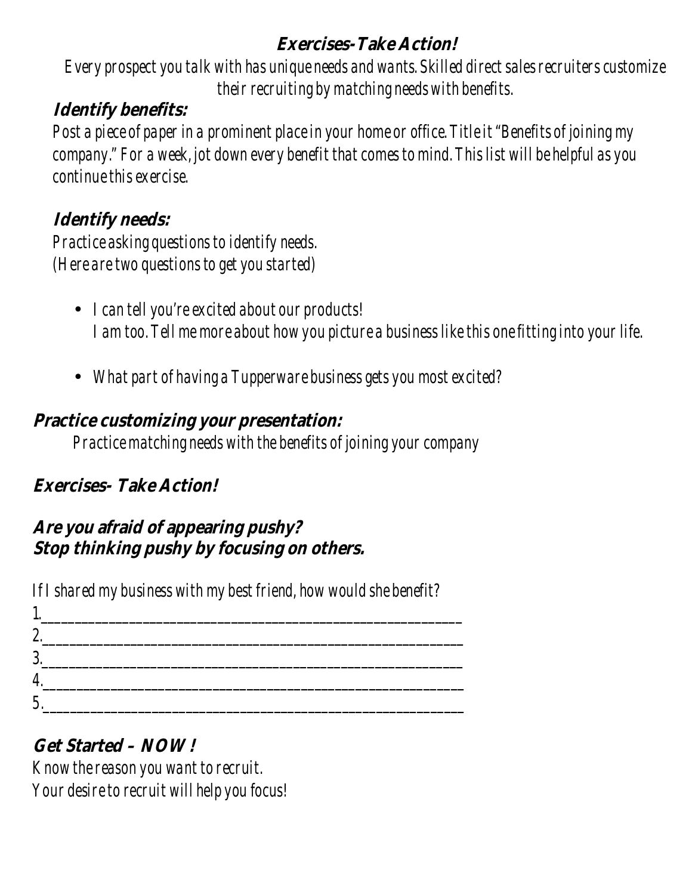## Exercises-Take Action!

*Every prospect you talk with has unique needs and wants. Skilled direct sales recruiters customize their recruiting by matching needs with benefits.*

### Identify benefits:

*Post a piece of paper in a prominent place in your home or office. Title it "Benefits of joining my company." For a week, jot down every benefit that comes to mind. This list will be helpful as you continue this exercise.*

### Identify needs:

*Practice asking questions to identify needs.*
*(Here are two questions to get you started)*

- *I can tell you're excited about our products!*
  *I am too. Tell me more about how you picture a business like this one fitting into your life.*
- *What part of having a Tupperware business gets you most excited?*

### Practice customizing your presentation:

*Practice matching needs with the benefits of joining your company*

## Exercises- Take Action!

### Are you afraid of appearing pushy?
### Stop thinking pushy by focusing on others.

*If I shared my business with my best friend, how would she benefit?*

1.______________________________________________________________
2.______________________________________________________________
3.______________________________________________________________
4.______________________________________________________________
5.______________________________________________________________

### Get Started – NOW !

*Know the reason you want to recruit.*
*Your desire to recruit will help you focus!*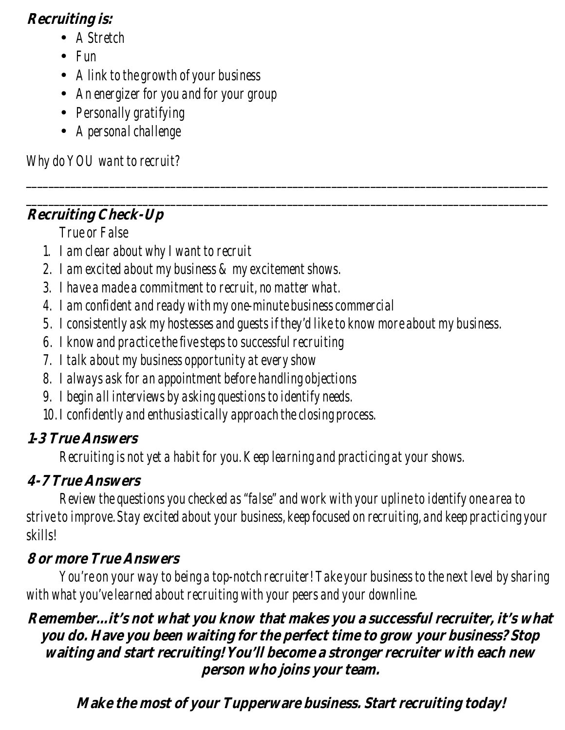**Recruiting is:**

- A Stretch
- Fun
- A link to the growth of your business
- An energizer for you and for your group
- Personally gratifying
- A personal challenge

Why do YOU want to recruit?

_______________________________________________________________________________________

_______________________________________________________________________________________

**Recruiting Check-Up**

True or False

1. I am clear about why I want to recruit
2. I am excited about my business & my excitement shows.
3. I have a made a commitment to recruit, no matter what.
4. I am confident and ready with my one-minute business commercial
5. I consistently ask my hostesses and guests if they'd like to know more about my business.
6. I know and practice the five steps to successful recruiting
7. I talk about my business opportunity at every show
8. I always ask for an appointment before handling objections
9. I begin all interviews by asking questions to identify needs.
10. I confidently and enthusiastically approach the closing process.

**1-3 True Answers**

Recruiting is not yet a habit for you. Keep learning and practicing at your shows.

**4-7 True Answers**

Review the questions you checked as "false" and work with your upline to identify one area to strive to improve. Stay excited about your business, keep focused on recruiting, and keep practicing your skills!

**8 or more True Answers**

You're on your way to being a top-notch recruiter! Take your business to the next level by sharing with what you've learned about recruiting with your peers and your downline.

**Remember…it's not what you know that makes you a successful recruiter, it's what you do. Have you been waiting for the perfect time to grow your business? Stop waiting and start recruiting! You'll become a stronger recruiter with each new person who joins your team.**

**Make the most of your Tupperware business. Start recruiting today!**